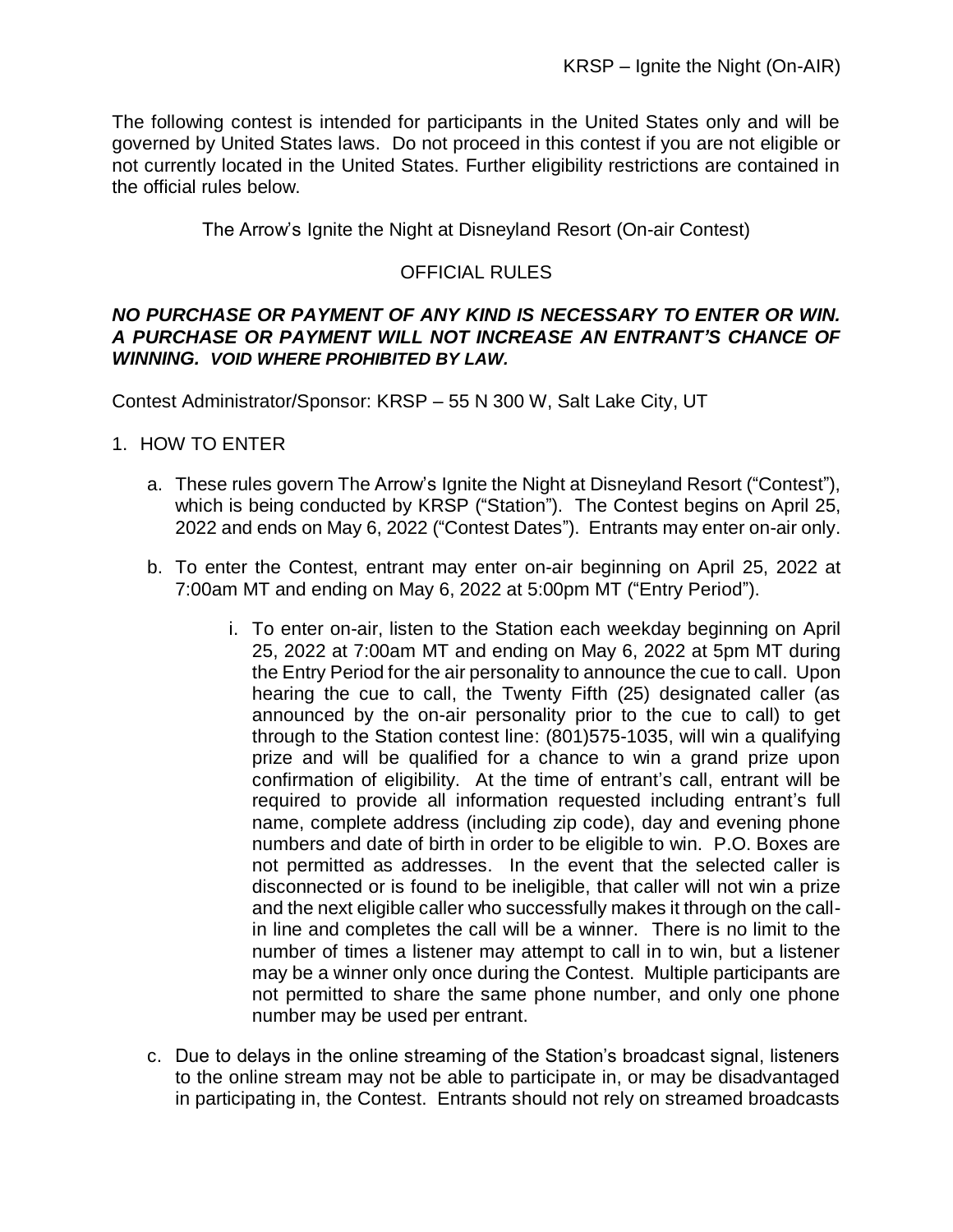The following contest is intended for participants in the United States only and will be governed by United States laws. Do not proceed in this contest if you are not eligible or not currently located in the United States. Further eligibility restrictions are contained in the official rules below.

The Arrow's Ignite the Night at Disneyland Resort (On-air Contest)

OFFICIAL RULES

***NO PURCHASE OR PAYMENT OF ANY KIND IS NECESSARY TO ENTER OR WIN. A PURCHASE OR PAYMENT WILL NOT INCREASE AN ENTRANT'S CHANCE OF WINNING. VOID WHERE PROHIBITED BY LAW.***

Contest Administrator/Sponsor: KRSP – 55 N 300 W, Salt Lake City, UT

1. HOW TO ENTER

   a. These rules govern The Arrow's Ignite the Night at Disneyland Resort ("Contest"), which is being conducted by KRSP ("Station"). The Contest begins on April 25, 2022 and ends on May 6, 2022 ("Contest Dates"). Entrants may enter on-air only.

   b. To enter the Contest, entrant may enter on-air beginning on April 25, 2022 at 7:00am MT and ending on May 6, 2022 at 5:00pm MT ("Entry Period").

      i. To enter on-air, listen to the Station each weekday beginning on April 25, 2022 at 7:00am MT and ending on May 6, 2022 at 5pm MT during the Entry Period for the air personality to announce the cue to call. Upon hearing the cue to call, the Twenty Fifth (25) designated caller (as announced by the on-air personality prior to the cue to call) to get through to the Station contest line: (801)575-1035, will win a qualifying prize and will be qualified for a chance to win a grand prize upon confirmation of eligibility. At the time of entrant's call, entrant will be required to provide all information requested including entrant's full name, complete address (including zip code), day and evening phone numbers and date of birth in order to be eligible to win. P.O. Boxes are not permitted as addresses. In the event that the selected caller is disconnected or is found to be ineligible, that caller will not win a prize and the next eligible caller who successfully makes it through on the call-in line and completes the call will be a winner. There is no limit to the number of times a listener may attempt to call in to win, but a listener may be a winner only once during the Contest. Multiple participants are not permitted to share the same phone number, and only one phone number may be used per entrant.

   c. Due to delays in the online streaming of the Station's broadcast signal, listeners to the online stream may not be able to participate in, or may be disadvantaged in participating in, the Contest. Entrants should not rely on streamed broadcasts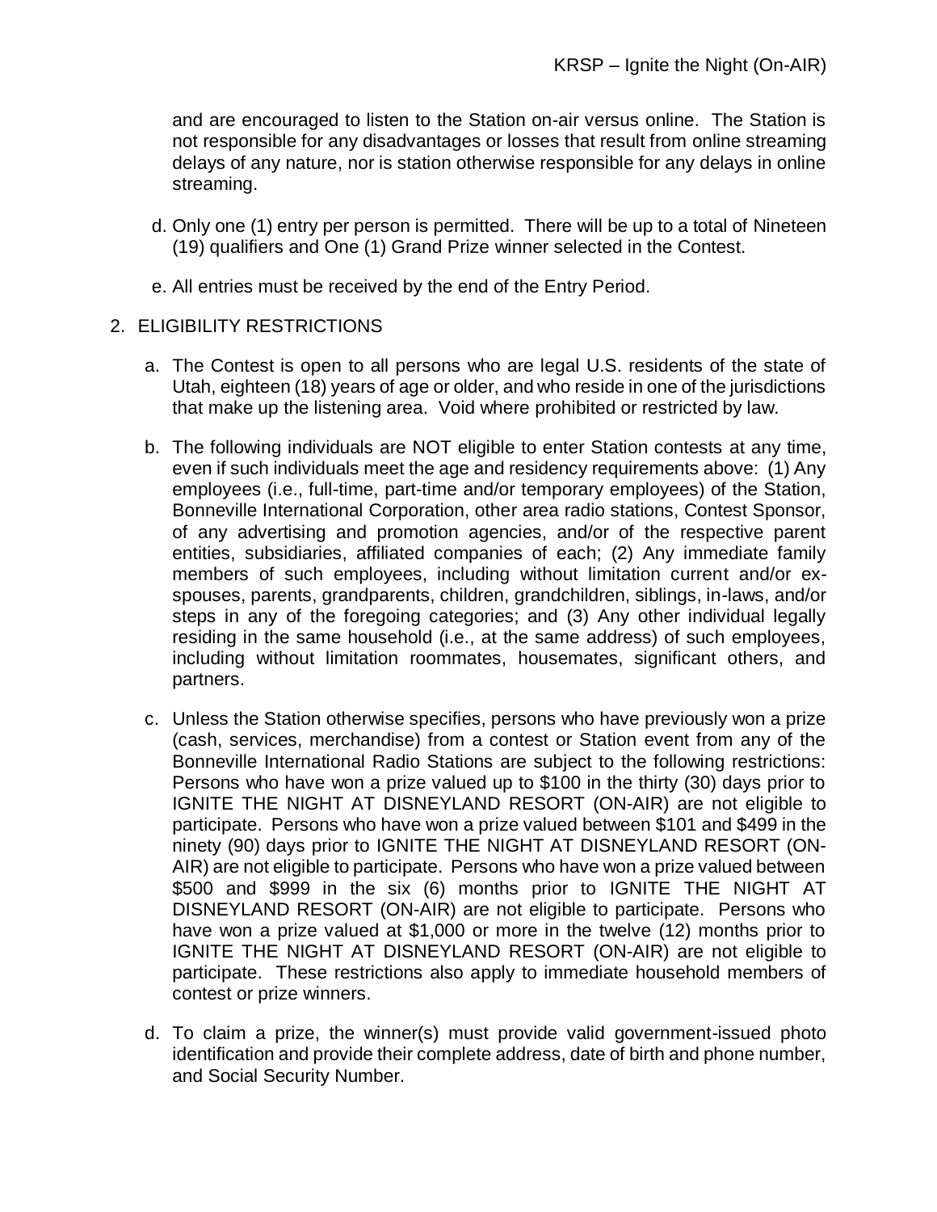and are encouraged to listen to the Station on-air versus online. The Station is not responsible for any disadvantages or losses that result from online streaming delays of any nature, nor is station otherwise responsible for any delays in online streaming.

d. Only one (1) entry per person is permitted. There will be up to a total of Nineteen (19) qualifiers and One (1) Grand Prize winner selected in the Contest.

e. All entries must be received by the end of the Entry Period.

2. ELIGIBILITY RESTRICTIONS

a. The Contest is open to all persons who are legal U.S. residents of the state of Utah, eighteen (18) years of age or older, and who reside in one of the jurisdictions that make up the listening area. Void where prohibited or restricted by law.

b. The following individuals are NOT eligible to enter Station contests at any time, even if such individuals meet the age and residency requirements above: (1) Any employees (i.e., full-time, part-time and/or temporary employees) of the Station, Bonneville International Corporation, other area radio stations, Contest Sponsor, of any advertising and promotion agencies, and/or of the respective parent entities, subsidiaries, affiliated companies of each; (2) Any immediate family members of such employees, including without limitation current and/or ex-spouses, parents, grandparents, children, grandchildren, siblings, in-laws, and/or steps in any of the foregoing categories; and (3) Any other individual legally residing in the same household (i.e., at the same address) of such employees, including without limitation roommates, housemates, significant others, and partners.

c. Unless the Station otherwise specifies, persons who have previously won a prize (cash, services, merchandise) from a contest or Station event from any of the Bonneville International Radio Stations are subject to the following restrictions: Persons who have won a prize valued up to $100 in the thirty (30) days prior to IGNITE THE NIGHT AT DISNEYLAND RESORT (ON-AIR) are not eligible to participate. Persons who have won a prize valued between $101 and $499 in the ninety (90) days prior to IGNITE THE NIGHT AT DISNEYLAND RESORT (ON-AIR) are not eligible to participate. Persons who have won a prize valued between $500 and $999 in the six (6) months prior to IGNITE THE NIGHT AT DISNEYLAND RESORT (ON-AIR) are not eligible to participate. Persons who have won a prize valued at $1,000 or more in the twelve (12) months prior to IGNITE THE NIGHT AT DISNEYLAND RESORT (ON-AIR) are not eligible to participate. These restrictions also apply to immediate household members of contest or prize winners.

d. To claim a prize, the winner(s) must provide valid government-issued photo identification and provide their complete address, date of birth and phone number, and Social Security Number.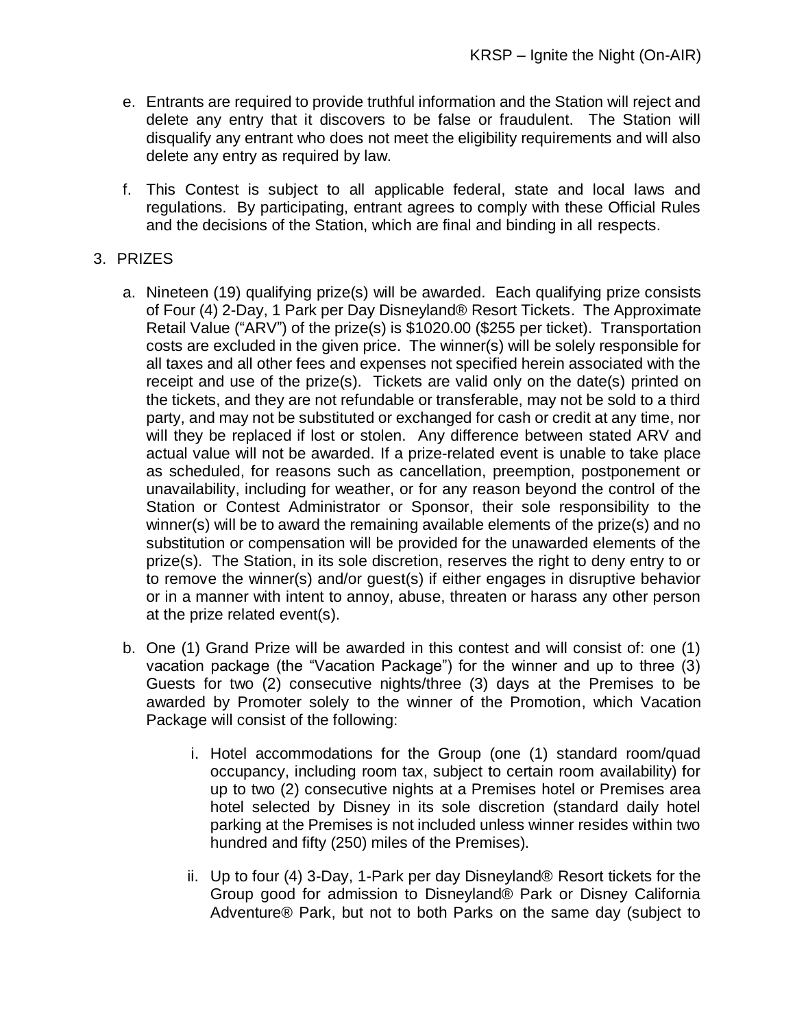e. Entrants are required to provide truthful information and the Station will reject and delete any entry that it discovers to be false or fraudulent. The Station will disqualify any entrant who does not meet the eligibility requirements and will also delete any entry as required by law.

f. This Contest is subject to all applicable federal, state and local laws and regulations. By participating, entrant agrees to comply with these Official Rules and the decisions of the Station, which are final and binding in all respects.

3. PRIZES

a. Nineteen (19) qualifying prize(s) will be awarded. Each qualifying prize consists of Four (4) 2-Day, 1 Park per Day Disneyland® Resort Tickets. The Approximate Retail Value ("ARV") of the prize(s) is $1020.00 ($255 per ticket). Transportation costs are excluded in the given price. The winner(s) will be solely responsible for all taxes and all other fees and expenses not specified herein associated with the receipt and use of the prize(s). Tickets are valid only on the date(s) printed on the tickets, and they are not refundable or transferable, may not be sold to a third party, and may not be substituted or exchanged for cash or credit at any time, nor will they be replaced if lost or stolen. Any difference between stated ARV and actual value will not be awarded. If a prize-related event is unable to take place as scheduled, for reasons such as cancellation, preemption, postponement or unavailability, including for weather, or for any reason beyond the control of the Station or Contest Administrator or Sponsor, their sole responsibility to the winner(s) will be to award the remaining available elements of the prize(s) and no substitution or compensation will be provided for the unawarded elements of the prize(s). The Station, in its sole discretion, reserves the right to deny entry to or to remove the winner(s) and/or guest(s) if either engages in disruptive behavior or in a manner with intent to annoy, abuse, threaten or harass any other person at the prize related event(s).

b. One (1) Grand Prize will be awarded in this contest and will consist of: one (1) vacation package (the "Vacation Package") for the winner and up to three (3) Guests for two (2) consecutive nights/three (3) days at the Premises to be awarded by Promoter solely to the winner of the Promotion, which Vacation Package will consist of the following:

   i. Hotel accommodations for the Group (one (1) standard room/quad occupancy, including room tax, subject to certain room availability) for up to two (2) consecutive nights at a Premises hotel or Premises area hotel selected by Disney in its sole discretion (standard daily hotel parking at the Premises is not included unless winner resides within two hundred and fifty (250) miles of the Premises).

   ii. Up to four (4) 3-Day, 1-Park per day Disneyland® Resort tickets for the Group good for admission to Disneyland® Park or Disney California Adventure® Park, but not to both Parks on the same day (subject to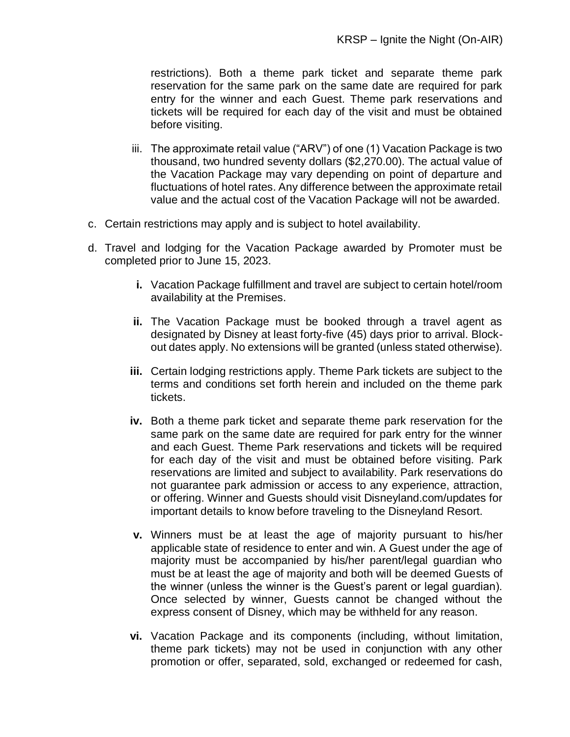restrictions). Both a theme park ticket and separate theme park reservation for the same park on the same date are required for park entry for the winner and each Guest. Theme park reservations and tickets will be required for each day of the visit and must be obtained before visiting.

iii. The approximate retail value ("ARV") of one (1) Vacation Package is two thousand, two hundred seventy dollars ($2,270.00). The actual value of the Vacation Package may vary depending on point of departure and fluctuations of hotel rates. Any difference between the approximate retail value and the actual cost of the Vacation Package will not be awarded.

c. Certain restrictions may apply and is subject to hotel availability.

d. Travel and lodging for the Vacation Package awarded by Promoter must be completed prior to June 15, 2023.

**i.** Vacation Package fulfillment and travel are subject to certain hotel/room availability at the Premises.

**ii.** The Vacation Package must be booked through a travel agent as designated by Disney at least forty-five (45) days prior to arrival. Block-out dates apply. No extensions will be granted (unless stated otherwise).

**iii.** Certain lodging restrictions apply. Theme Park tickets are subject to the terms and conditions set forth herein and included on the theme park tickets.

**iv.** Both a theme park ticket and separate theme park reservation for the same park on the same date are required for park entry for the winner and each Guest. Theme Park reservations and tickets will be required for each day of the visit and must be obtained before visiting. Park reservations are limited and subject to availability. Park reservations do not guarantee park admission or access to any experience, attraction, or offering. Winner and Guests should visit Disneyland.com/updates for important details to know before traveling to the Disneyland Resort.

**v.** Winners must be at least the age of majority pursuant to his/her applicable state of residence to enter and win. A Guest under the age of majority must be accompanied by his/her parent/legal guardian who must be at least the age of majority and both will be deemed Guests of the winner (unless the winner is the Guest's parent or legal guardian). Once selected by winner, Guests cannot be changed without the express consent of Disney, which may be withheld for any reason.

**vi.** Vacation Package and its components (including, without limitation, theme park tickets) may not be used in conjunction with any other promotion or offer, separated, sold, exchanged or redeemed for cash,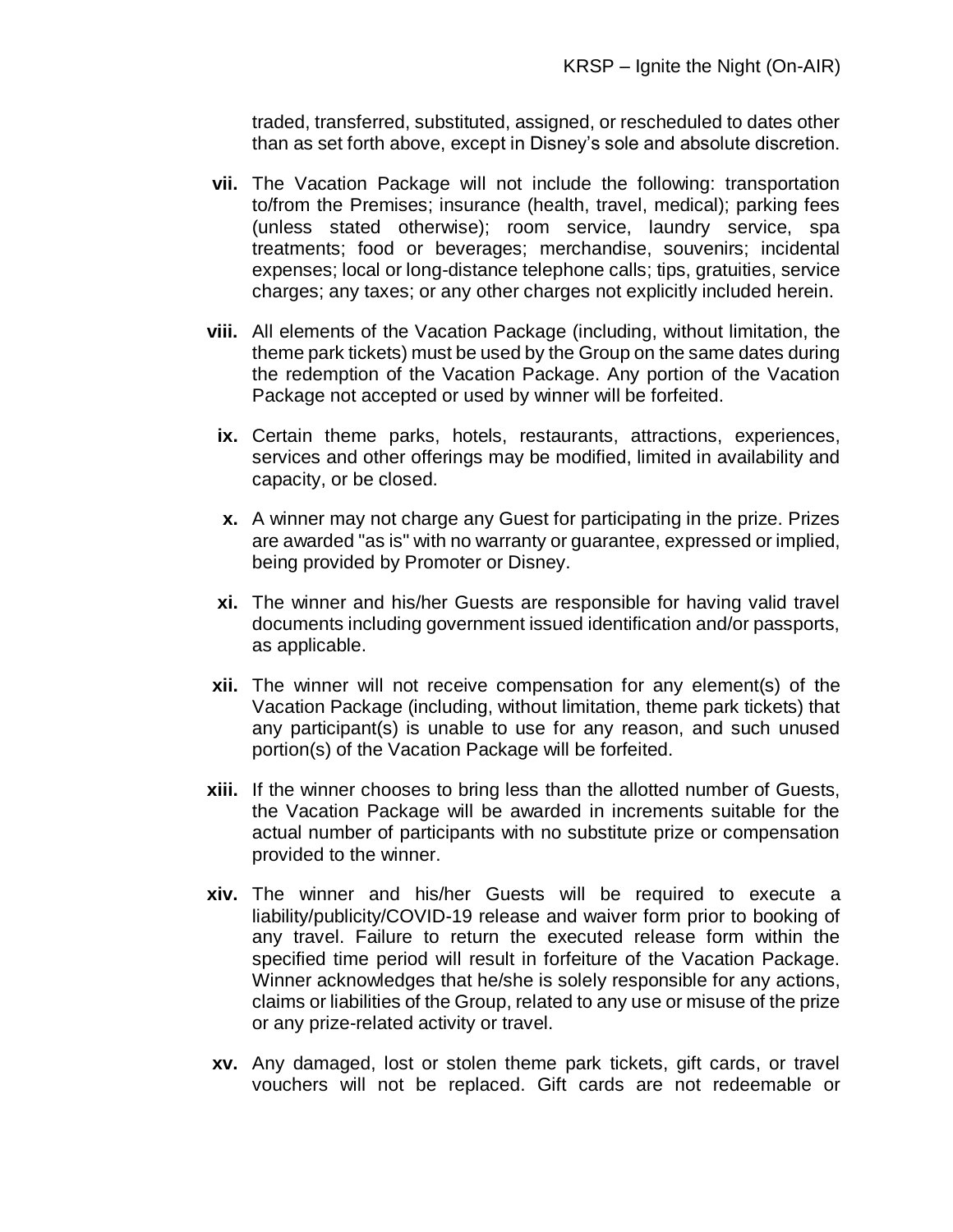traded, transferred, substituted, assigned, or rescheduled to dates other than as set forth above, except in Disney's sole and absolute discretion.

**vii.** The Vacation Package will not include the following: transportation to/from the Premises; insurance (health, travel, medical); parking fees (unless stated otherwise); room service, laundry service, spa treatments; food or beverages; merchandise, souvenirs; incidental expenses; local or long-distance telephone calls; tips, gratuities, service charges; any taxes; or any other charges not explicitly included herein.

**viii.** All elements of the Vacation Package (including, without limitation, the theme park tickets) must be used by the Group on the same dates during the redemption of the Vacation Package. Any portion of the Vacation Package not accepted or used by winner will be forfeited.

**ix.** Certain theme parks, hotels, restaurants, attractions, experiences, services and other offerings may be modified, limited in availability and capacity, or be closed.

**x.** A winner may not charge any Guest for participating in the prize. Prizes are awarded "as is" with no warranty or guarantee, expressed or implied, being provided by Promoter or Disney.

**xi.** The winner and his/her Guests are responsible for having valid travel documents including government issued identification and/or passports, as applicable.

**xii.** The winner will not receive compensation for any element(s) of the Vacation Package (including, without limitation, theme park tickets) that any participant(s) is unable to use for any reason, and such unused portion(s) of the Vacation Package will be forfeited.

**xiii.** If the winner chooses to bring less than the allotted number of Guests, the Vacation Package will be awarded in increments suitable for the actual number of participants with no substitute prize or compensation provided to the winner.

**xiv.** The winner and his/her Guests will be required to execute a liability/publicity/COVID-19 release and waiver form prior to booking of any travel. Failure to return the executed release form within the specified time period will result in forfeiture of the Vacation Package. Winner acknowledges that he/she is solely responsible for any actions, claims or liabilities of the Group, related to any use or misuse of the prize or any prize-related activity or travel.

**xv.** Any damaged, lost or stolen theme park tickets, gift cards, or travel vouchers will not be replaced. Gift cards are not redeemable or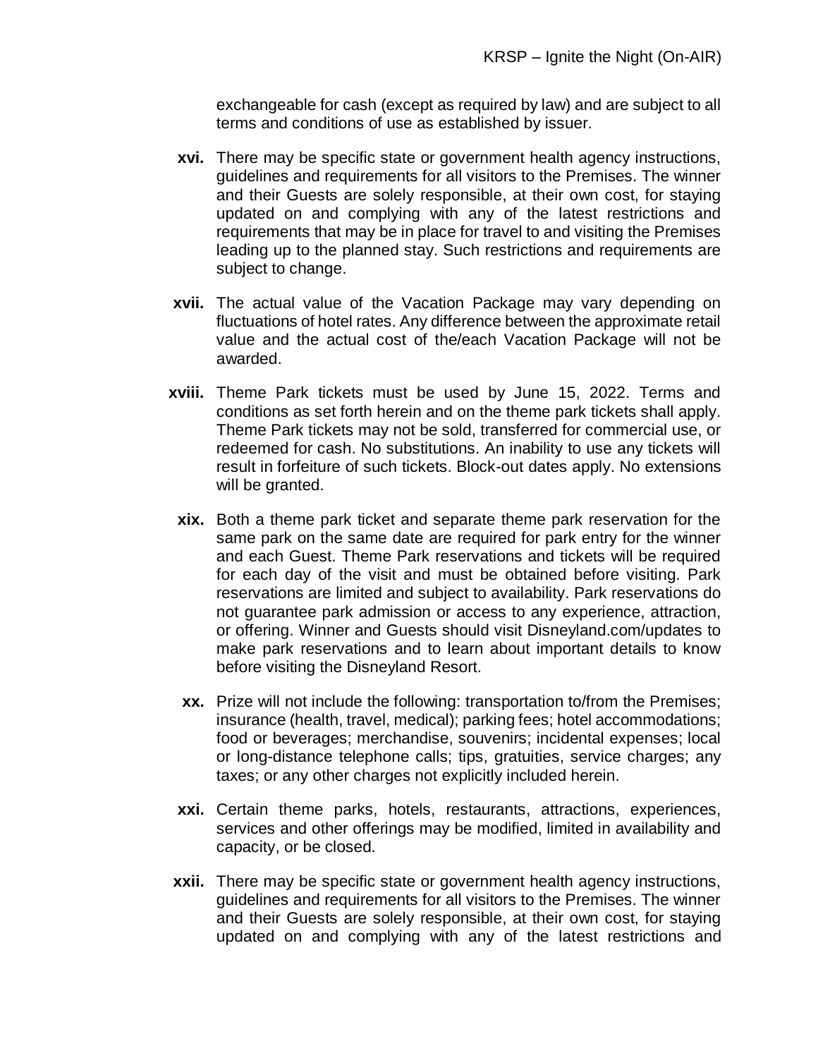exchangeable for cash (except as required by law) and are subject to all terms and conditions of use as established by issuer.

**xvi.** There may be specific state or government health agency instructions, guidelines and requirements for all visitors to the Premises. The winner and their Guests are solely responsible, at their own cost, for staying updated on and complying with any of the latest restrictions and requirements that may be in place for travel to and visiting the Premises leading up to the planned stay. Such restrictions and requirements are subject to change.

**xvii.** The actual value of the Vacation Package may vary depending on fluctuations of hotel rates. Any difference between the approximate retail value and the actual cost of the/each Vacation Package will not be awarded.

**xviii.** Theme Park tickets must be used by June 15, 2022. Terms and conditions as set forth herein and on the theme park tickets shall apply. Theme Park tickets may not be sold, transferred for commercial use, or redeemed for cash. No substitutions. An inability to use any tickets will result in forfeiture of such tickets. Block-out dates apply. No extensions will be granted.

**xix.** Both a theme park ticket and separate theme park reservation for the same park on the same date are required for park entry for the winner and each Guest. Theme Park reservations and tickets will be required for each day of the visit and must be obtained before visiting. Park reservations are limited and subject to availability. Park reservations do not guarantee park admission or access to any experience, attraction, or offering. Winner and Guests should visit Disneyland.com/updates to make park reservations and to learn about important details to know before visiting the Disneyland Resort.

**xx.** Prize will not include the following: transportation to/from the Premises; insurance (health, travel, medical); parking fees; hotel accommodations; food or beverages; merchandise, souvenirs; incidental expenses; local or long-distance telephone calls; tips, gratuities, service charges; any taxes; or any other charges not explicitly included herein.

**xxi.** Certain theme parks, hotels, restaurants, attractions, experiences, services and other offerings may be modified, limited in availability and capacity, or be closed.

**xxii.** There may be specific state or government health agency instructions, guidelines and requirements for all visitors to the Premises. The winner and their Guests are solely responsible, at their own cost, for staying updated on and complying with any of the latest restrictions and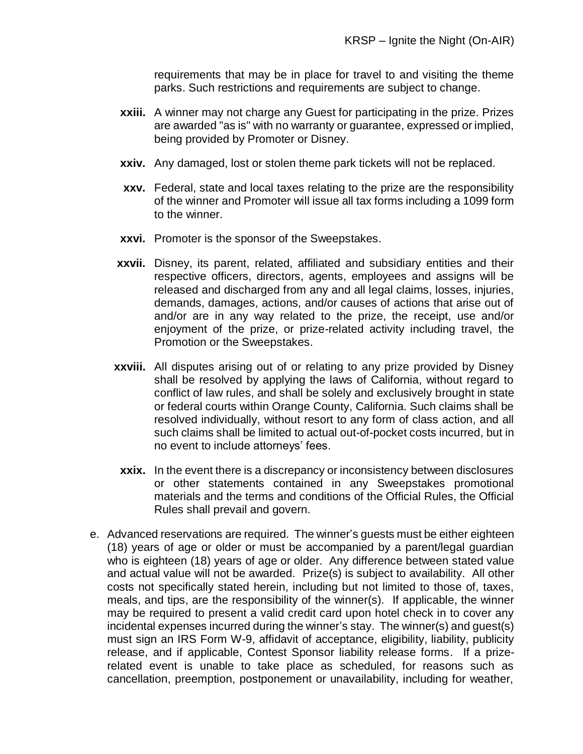requirements that may be in place for travel to and visiting the theme parks. Such restrictions and requirements are subject to change.

**xxiii.** A winner may not charge any Guest for participating in the prize. Prizes are awarded "as is" with no warranty or guarantee, expressed or implied, being provided by Promoter or Disney.

**xxiv.** Any damaged, lost or stolen theme park tickets will not be replaced.

**xxv.** Federal, state and local taxes relating to the prize are the responsibility of the winner and Promoter will issue all tax forms including a 1099 form to the winner.

**xxvi.** Promoter is the sponsor of the Sweepstakes.

**xxvii.** Disney, its parent, related, affiliated and subsidiary entities and their respective officers, directors, agents, employees and assigns will be released and discharged from any and all legal claims, losses, injuries, demands, damages, actions, and/or causes of actions that arise out of and/or are in any way related to the prize, the receipt, use and/or enjoyment of the prize, or prize-related activity including travel, the Promotion or the Sweepstakes.

**xxviii.** All disputes arising out of or relating to any prize provided by Disney shall be resolved by applying the laws of California, without regard to conflict of law rules, and shall be solely and exclusively brought in state or federal courts within Orange County, California. Such claims shall be resolved individually, without resort to any form of class action, and all such claims shall be limited to actual out-of-pocket costs incurred, but in no event to include attorneys' fees.

**xxix.** In the event there is a discrepancy or inconsistency between disclosures or other statements contained in any Sweepstakes promotional materials and the terms and conditions of the Official Rules, the Official Rules shall prevail and govern.

e. Advanced reservations are required. The winner's guests must be either eighteen (18) years of age or older or must be accompanied by a parent/legal guardian who is eighteen (18) years of age or older. Any difference between stated value and actual value will not be awarded. Prize(s) is subject to availability. All other costs not specifically stated herein, including but not limited to those of, taxes, meals, and tips, are the responsibility of the winner(s). If applicable, the winner may be required to present a valid credit card upon hotel check in to cover any incidental expenses incurred during the winner's stay. The winner(s) and guest(s) must sign an IRS Form W-9, affidavit of acceptance, eligibility, liability, publicity release, and if applicable, Contest Sponsor liability release forms. If a prize-related event is unable to take place as scheduled, for reasons such as cancellation, preemption, postponement or unavailability, including for weather,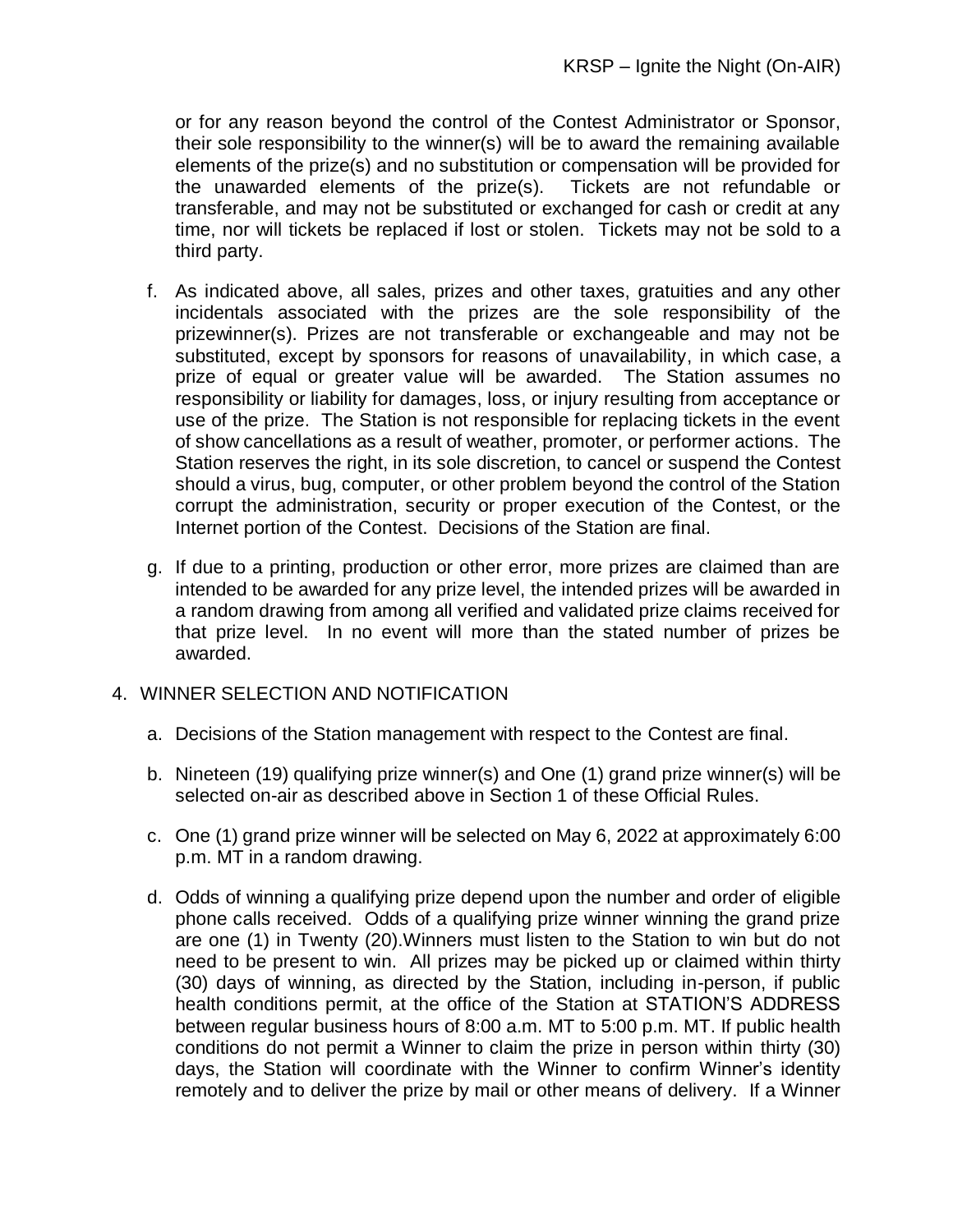or for any reason beyond the control of the Contest Administrator or Sponsor, their sole responsibility to the winner(s) will be to award the remaining available elements of the prize(s) and no substitution or compensation will be provided for the unawarded elements of the prize(s). Tickets are not refundable or transferable, and may not be substituted or exchanged for cash or credit at any time, nor will tickets be replaced if lost or stolen. Tickets may not be sold to a third party.

f. As indicated above, all sales, prizes and other taxes, gratuities and any other incidentals associated with the prizes are the sole responsibility of the prizewinner(s). Prizes are not transferable or exchangeable and may not be substituted, except by sponsors for reasons of unavailability, in which case, a prize of equal or greater value will be awarded. The Station assumes no responsibility or liability for damages, loss, or injury resulting from acceptance or use of the prize. The Station is not responsible for replacing tickets in the event of show cancellations as a result of weather, promoter, or performer actions. The Station reserves the right, in its sole discretion, to cancel or suspend the Contest should a virus, bug, computer, or other problem beyond the control of the Station corrupt the administration, security or proper execution of the Contest, or the Internet portion of the Contest. Decisions of the Station are final.

g. If due to a printing, production or other error, more prizes are claimed than are intended to be awarded for any prize level, the intended prizes will be awarded in a random drawing from among all verified and validated prize claims received for that prize level. In no event will more than the stated number of prizes be awarded.

4. WINNER SELECTION AND NOTIFICATION

   a. Decisions of the Station management with respect to the Contest are final.

   b. Nineteen (19) qualifying prize winner(s) and One (1) grand prize winner(s) will be selected on-air as described above in Section 1 of these Official Rules.

   c. One (1) grand prize winner will be selected on May 6, 2022 at approximately 6:00 p.m. MT in a random drawing.

   d. Odds of winning a qualifying prize depend upon the number and order of eligible phone calls received. Odds of a qualifying prize winner winning the grand prize are one (1) in Twenty (20).Winners must listen to the Station to win but do not need to be present to win. All prizes may be picked up or claimed within thirty (30) days of winning, as directed by the Station, including in-person, if public health conditions permit, at the office of the Station at STATION'S ADDRESS between regular business hours of 8:00 a.m. MT to 5:00 p.m. MT. If public health conditions do not permit a Winner to claim the prize in person within thirty (30) days, the Station will coordinate with the Winner to confirm Winner's identity remotely and to deliver the prize by mail or other means of delivery. If a Winner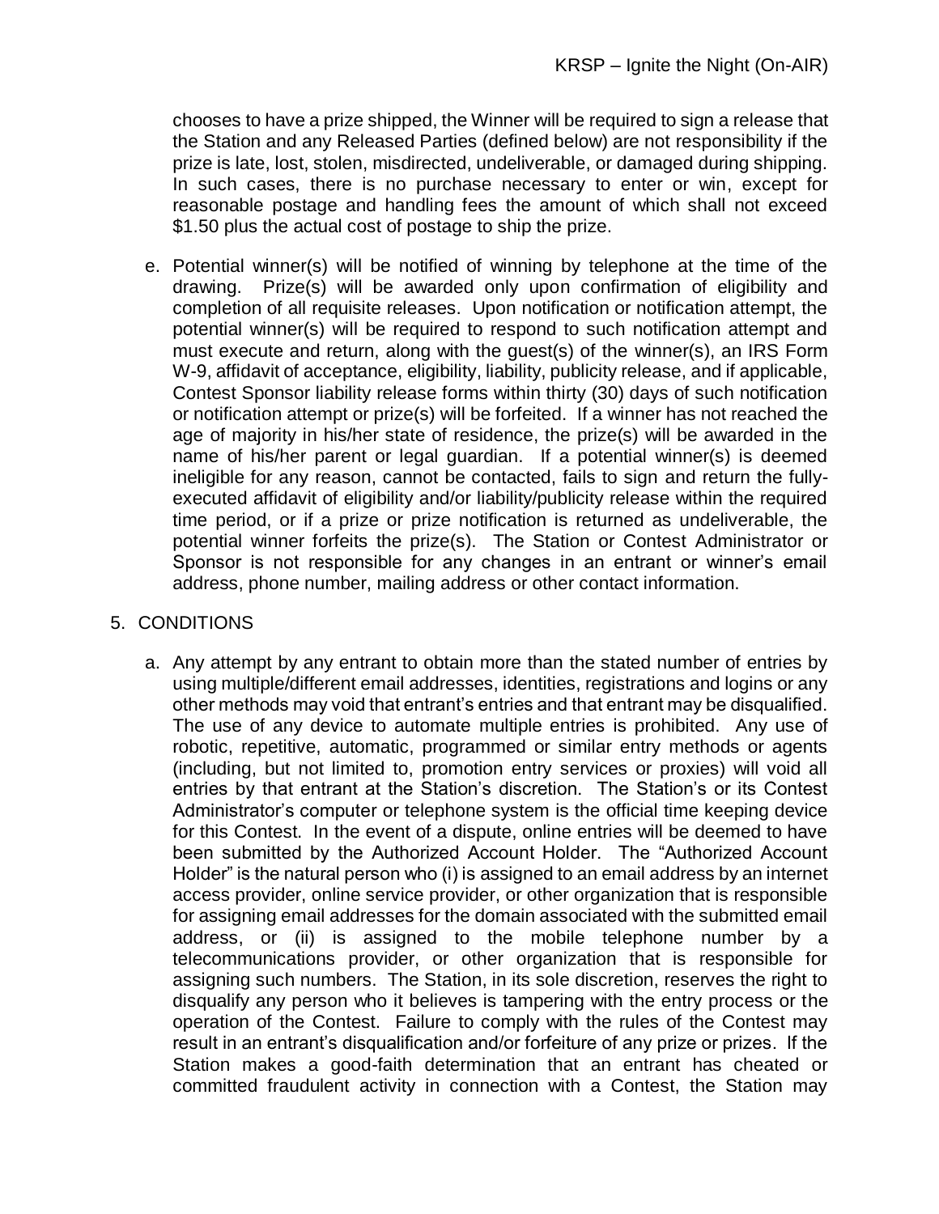chooses to have a prize shipped, the Winner will be required to sign a release that the Station and any Released Parties (defined below) are not responsibility if the prize is late, lost, stolen, misdirected, undeliverable, or damaged during shipping. In such cases, there is no purchase necessary to enter or win, except for reasonable postage and handling fees the amount of which shall not exceed $1.50 plus the actual cost of postage to ship the prize.

e. Potential winner(s) will be notified of winning by telephone at the time of the drawing. Prize(s) will be awarded only upon confirmation of eligibility and completion of all requisite releases. Upon notification or notification attempt, the potential winner(s) will be required to respond to such notification attempt and must execute and return, along with the guest(s) of the winner(s), an IRS Form W-9, affidavit of acceptance, eligibility, liability, publicity release, and if applicable, Contest Sponsor liability release forms within thirty (30) days of such notification or notification attempt or prize(s) will be forfeited. If a winner has not reached the age of majority in his/her state of residence, the prize(s) will be awarded in the name of his/her parent or legal guardian. If a potential winner(s) is deemed ineligible for any reason, cannot be contacted, fails to sign and return the fully-executed affidavit of eligibility and/or liability/publicity release within the required time period, or if a prize or prize notification is returned as undeliverable, the potential winner forfeits the prize(s). The Station or Contest Administrator or Sponsor is not responsible for any changes in an entrant or winner's email address, phone number, mailing address or other contact information.

5. CONDITIONS

a. Any attempt by any entrant to obtain more than the stated number of entries by using multiple/different email addresses, identities, registrations and logins or any other methods may void that entrant's entries and that entrant may be disqualified. The use of any device to automate multiple entries is prohibited. Any use of robotic, repetitive, automatic, programmed or similar entry methods or agents (including, but not limited to, promotion entry services or proxies) will void all entries by that entrant at the Station's discretion. The Station's or its Contest Administrator's computer or telephone system is the official time keeping device for this Contest. In the event of a dispute, online entries will be deemed to have been submitted by the Authorized Account Holder. The "Authorized Account Holder" is the natural person who (i) is assigned to an email address by an internet access provider, online service provider, or other organization that is responsible for assigning email addresses for the domain associated with the submitted email address, or (ii) is assigned to the mobile telephone number by a telecommunications provider, or other organization that is responsible for assigning such numbers. The Station, in its sole discretion, reserves the right to disqualify any person who it believes is tampering with the entry process or the operation of the Contest. Failure to comply with the rules of the Contest may result in an entrant's disqualification and/or forfeiture of any prize or prizes. If the Station makes a good-faith determination that an entrant has cheated or committed fraudulent activity in connection with a Contest, the Station may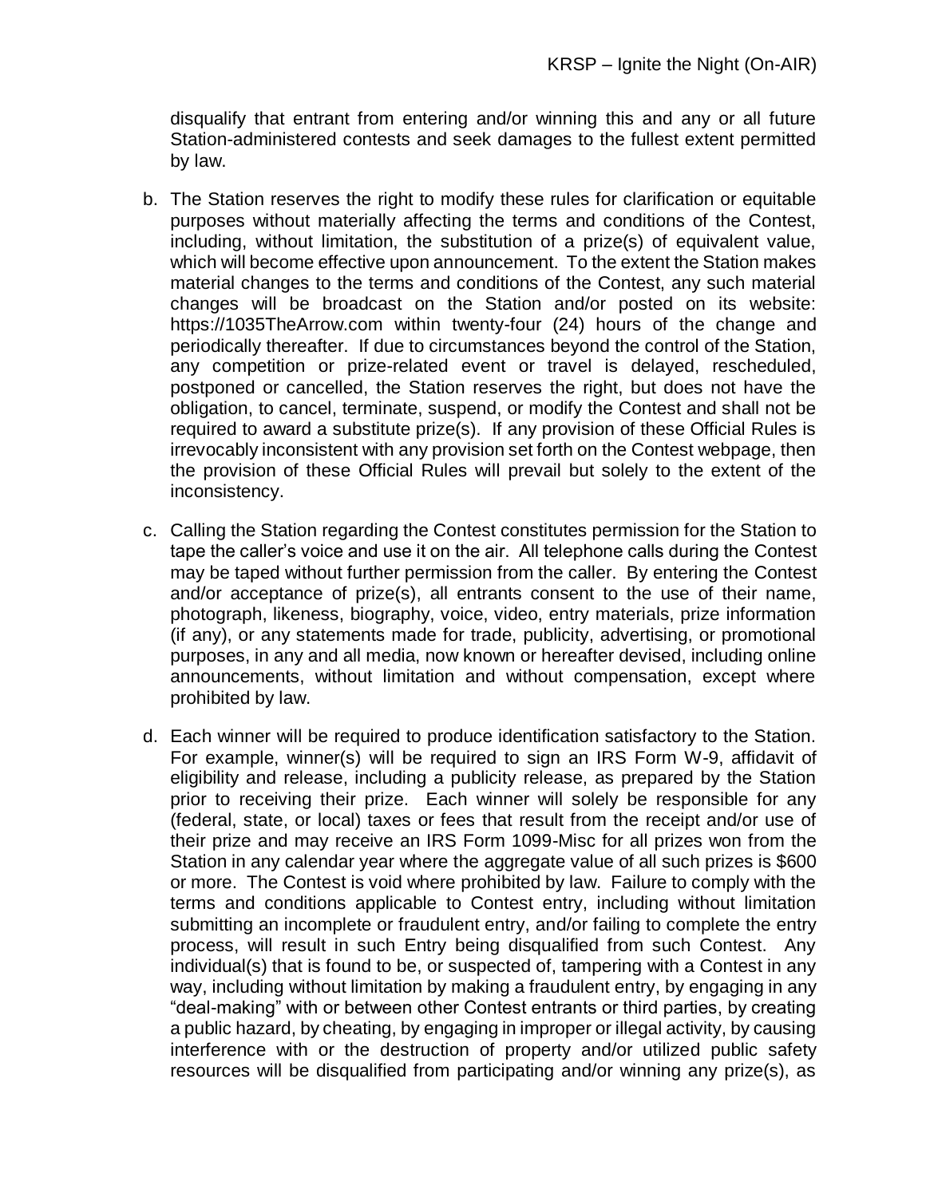disqualify that entrant from entering and/or winning this and any or all future Station-administered contests and seek damages to the fullest extent permitted by law.

b. The Station reserves the right to modify these rules for clarification or equitable purposes without materially affecting the terms and conditions of the Contest, including, without limitation, the substitution of a prize(s) of equivalent value, which will become effective upon announcement. To the extent the Station makes material changes to the terms and conditions of the Contest, any such material changes will be broadcast on the Station and/or posted on its website: https://1035TheArrow.com within twenty-four (24) hours of the change and periodically thereafter. If due to circumstances beyond the control of the Station, any competition or prize-related event or travel is delayed, rescheduled, postponed or cancelled, the Station reserves the right, but does not have the obligation, to cancel, terminate, suspend, or modify the Contest and shall not be required to award a substitute prize(s). If any provision of these Official Rules is irrevocably inconsistent with any provision set forth on the Contest webpage, then the provision of these Official Rules will prevail but solely to the extent of the inconsistency.

c. Calling the Station regarding the Contest constitutes permission for the Station to tape the caller's voice and use it on the air. All telephone calls during the Contest may be taped without further permission from the caller. By entering the Contest and/or acceptance of prize(s), all entrants consent to the use of their name, photograph, likeness, biography, voice, video, entry materials, prize information (if any), or any statements made for trade, publicity, advertising, or promotional purposes, in any and all media, now known or hereafter devised, including online announcements, without limitation and without compensation, except where prohibited by law.

d. Each winner will be required to produce identification satisfactory to the Station. For example, winner(s) will be required to sign an IRS Form W-9, affidavit of eligibility and release, including a publicity release, as prepared by the Station prior to receiving their prize. Each winner will solely be responsible for any (federal, state, or local) taxes or fees that result from the receipt and/or use of their prize and may receive an IRS Form 1099-Misc for all prizes won from the Station in any calendar year where the aggregate value of all such prizes is $600 or more. The Contest is void where prohibited by law. Failure to comply with the terms and conditions applicable to Contest entry, including without limitation submitting an incomplete or fraudulent entry, and/or failing to complete the entry process, will result in such Entry being disqualified from such Contest. Any individual(s) that is found to be, or suspected of, tampering with a Contest in any way, including without limitation by making a fraudulent entry, by engaging in any "deal-making" with or between other Contest entrants or third parties, by creating a public hazard, by cheating, by engaging in improper or illegal activity, by causing interference with or the destruction of property and/or utilized public safety resources will be disqualified from participating and/or winning any prize(s), as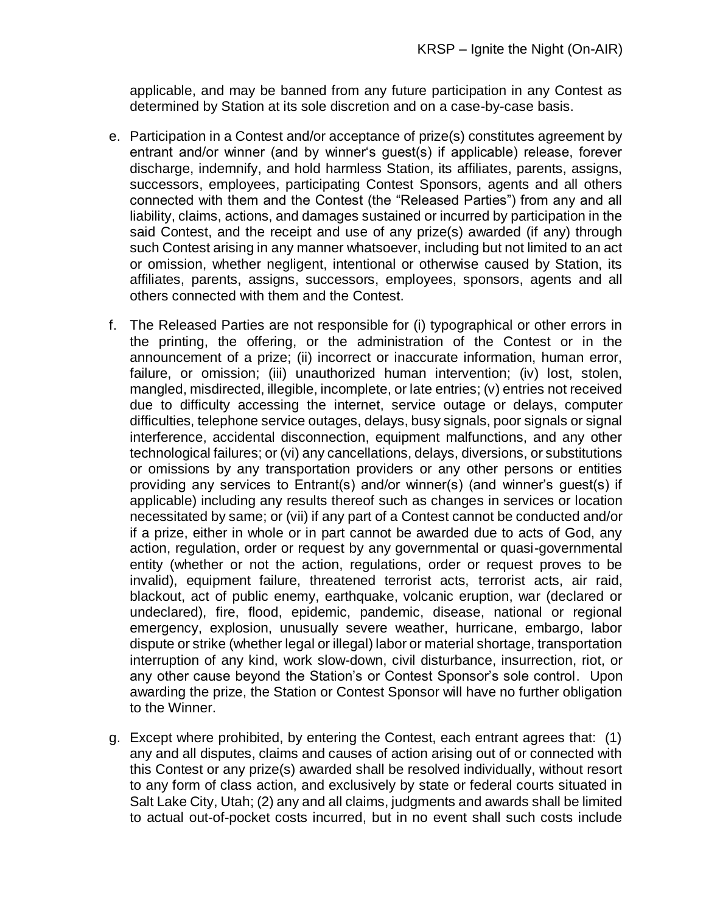applicable, and may be banned from any future participation in any Contest as determined by Station at its sole discretion and on a case-by-case basis.

e. Participation in a Contest and/or acceptance of prize(s) constitutes agreement by entrant and/or winner (and by winner's guest(s) if applicable) release, forever discharge, indemnify, and hold harmless Station, its affiliates, parents, assigns, successors, employees, participating Contest Sponsors, agents and all others connected with them and the Contest (the "Released Parties") from any and all liability, claims, actions, and damages sustained or incurred by participation in the said Contest, and the receipt and use of any prize(s) awarded (if any) through such Contest arising in any manner whatsoever, including but not limited to an act or omission, whether negligent, intentional or otherwise caused by Station, its affiliates, parents, assigns, successors, employees, sponsors, agents and all others connected with them and the Contest.

f. The Released Parties are not responsible for (i) typographical or other errors in the printing, the offering, or the administration of the Contest or in the announcement of a prize; (ii) incorrect or inaccurate information, human error, failure, or omission; (iii) unauthorized human intervention; (iv) lost, stolen, mangled, misdirected, illegible, incomplete, or late entries; (v) entries not received due to difficulty accessing the internet, service outage or delays, computer difficulties, telephone service outages, delays, busy signals, poor signals or signal interference, accidental disconnection, equipment malfunctions, and any other technological failures; or (vi) any cancellations, delays, diversions, or substitutions or omissions by any transportation providers or any other persons or entities providing any services to Entrant(s) and/or winner(s) (and winner's guest(s) if applicable) including any results thereof such as changes in services or location necessitated by same; or (vii) if any part of a Contest cannot be conducted and/or if a prize, either in whole or in part cannot be awarded due to acts of God, any action, regulation, order or request by any governmental or quasi-governmental entity (whether or not the action, regulations, order or request proves to be invalid), equipment failure, threatened terrorist acts, terrorist acts, air raid, blackout, act of public enemy, earthquake, volcanic eruption, war (declared or undeclared), fire, flood, epidemic, pandemic, disease, national or regional emergency, explosion, unusually severe weather, hurricane, embargo, labor dispute or strike (whether legal or illegal) labor or material shortage, transportation interruption of any kind, work slow-down, civil disturbance, insurrection, riot, or any other cause beyond the Station's or Contest Sponsor's sole control. Upon awarding the prize, the Station or Contest Sponsor will have no further obligation to the Winner.

g. Except where prohibited, by entering the Contest, each entrant agrees that: (1) any and all disputes, claims and causes of action arising out of or connected with this Contest or any prize(s) awarded shall be resolved individually, without resort to any form of class action, and exclusively by state or federal courts situated in Salt Lake City, Utah; (2) any and all claims, judgments and awards shall be limited to actual out-of-pocket costs incurred, but in no event shall such costs include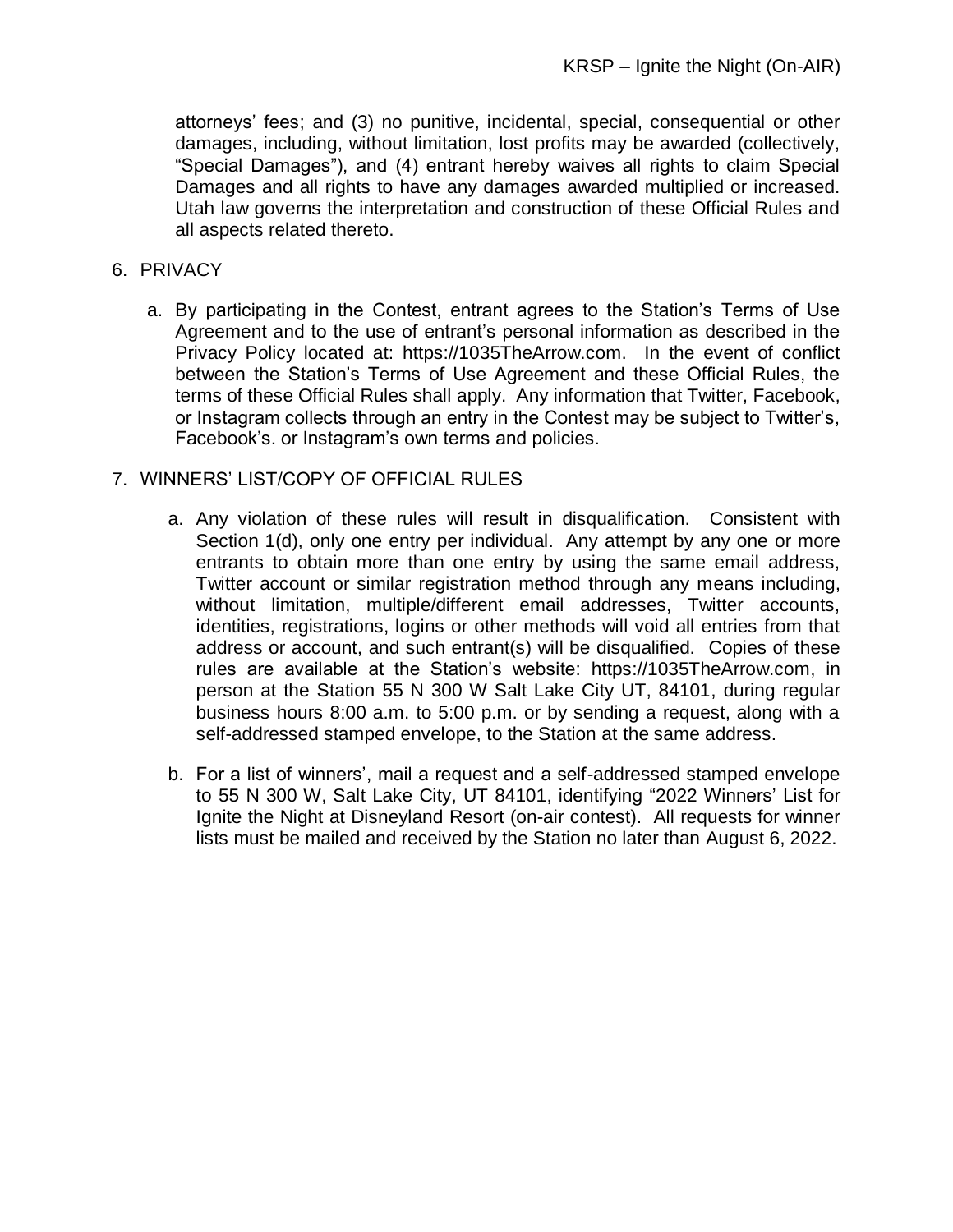attorneys' fees; and (3) no punitive, incidental, special, consequential or other damages, including, without limitation, lost profits may be awarded (collectively, "Special Damages"), and (4) entrant hereby waives all rights to claim Special Damages and all rights to have any damages awarded multiplied or increased. Utah law governs the interpretation and construction of these Official Rules and all aspects related thereto.

6. PRIVACY

   a. By participating in the Contest, entrant agrees to the Station's Terms of Use Agreement and to the use of entrant's personal information as described in the Privacy Policy located at: https://1035TheArrow.com. In the event of conflict between the Station's Terms of Use Agreement and these Official Rules, the terms of these Official Rules shall apply. Any information that Twitter, Facebook, or Instagram collects through an entry in the Contest may be subject to Twitter's, Facebook's. or Instagram's own terms and policies.

7. WINNERS' LIST/COPY OF OFFICIAL RULES

   a. Any violation of these rules will result in disqualification. Consistent with Section 1(d), only one entry per individual. Any attempt by any one or more entrants to obtain more than one entry by using the same email address, Twitter account or similar registration method through any means including, without limitation, multiple/different email addresses, Twitter accounts, identities, registrations, logins or other methods will void all entries from that address or account, and such entrant(s) will be disqualified. Copies of these rules are available at the Station's website: https://1035TheArrow.com, in person at the Station 55 N 300 W Salt Lake City UT, 84101, during regular business hours 8:00 a.m. to 5:00 p.m. or by sending a request, along with a self-addressed stamped envelope, to the Station at the same address.

   b. For a list of winners', mail a request and a self-addressed stamped envelope to 55 N 300 W, Salt Lake City, UT 84101, identifying "2022 Winners' List for Ignite the Night at Disneyland Resort (on-air contest). All requests for winner lists must be mailed and received by the Station no later than August 6, 2022.